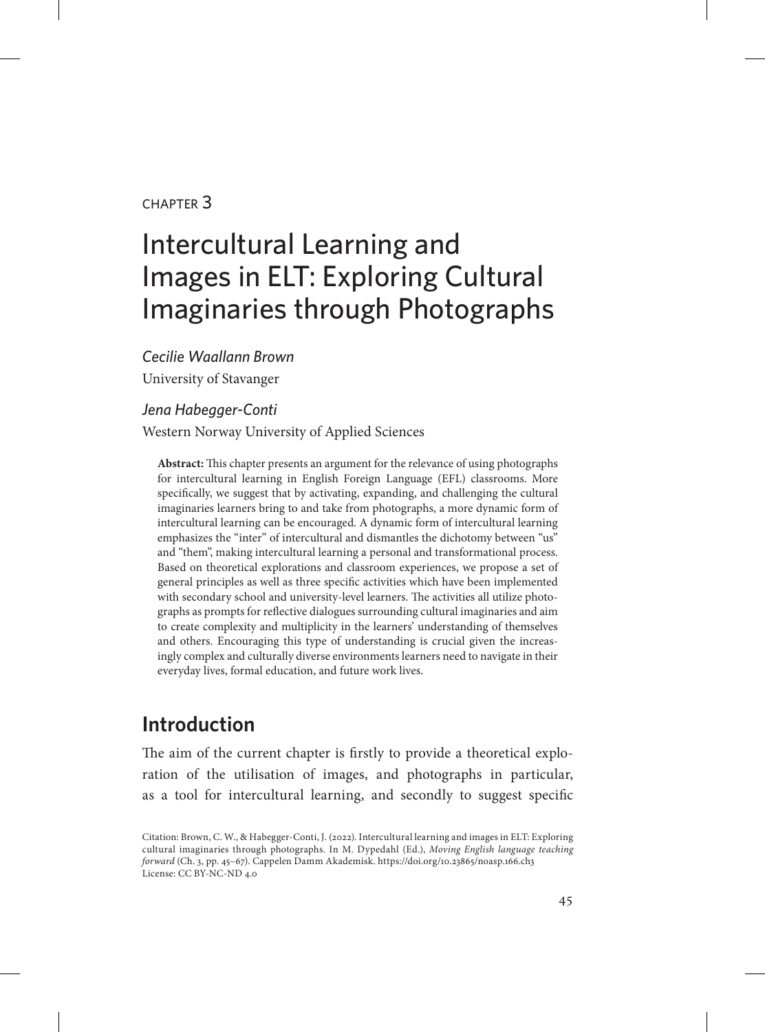CHAPTER 3

# Intercultural Learning and Images in ELT: Exploring Cultural Imaginaries through Photographs

*Cecilie Waallann Brown*

University of Stavanger

*Jena Habegger-Conti*

Western Norway University of Applied Sciences

**Abstract:** This chapter presents an argument for the relevance of using photographs for intercultural learning in English Foreign Language (EFL) classrooms. More specifically, we suggest that by activating, expanding, and challenging the cultural imaginaries learners bring to and take from photographs, a more dynamic form of intercultural learning can be encouraged. A dynamic form of intercultural learning emphasizes the "inter" of intercultural and dismantles the dichotomy between "us" and "them", making intercultural learning a personal and transformational process. Based on theoretical explorations and classroom experiences, we propose a set of general principles as well as three specific activities which have been implemented with secondary school and university-level learners. The activities all utilize photographs as prompts for reflective dialogues surrounding cultural imaginaries and aim to create complexity and multiplicity in the learners' understanding of themselves and others. Encouraging this type of understanding is crucial given the increasingly complex and culturally diverse environments learners need to navigate in their everyday lives, formal education, and future work lives.

## Introduction

The aim of the current chapter is firstly to provide a theoretical exploration of the utilisation of images, and photographs in particular, as a tool for intercultural learning, and secondly to suggest specific

Citation: Brown, C. W., & Habegger-Conti, J. (2022). Intercultural learning and images in ELT: Exploring cultural imaginaries through photographs. In M. Dypedahl (Ed.), *Moving English language teaching forward* (Ch. 3, pp. 45–67). Cappelen Damm Akademisk. https://doi.org/10.23865/noasp.166.ch3
License: CC BY-NC-ND 4.0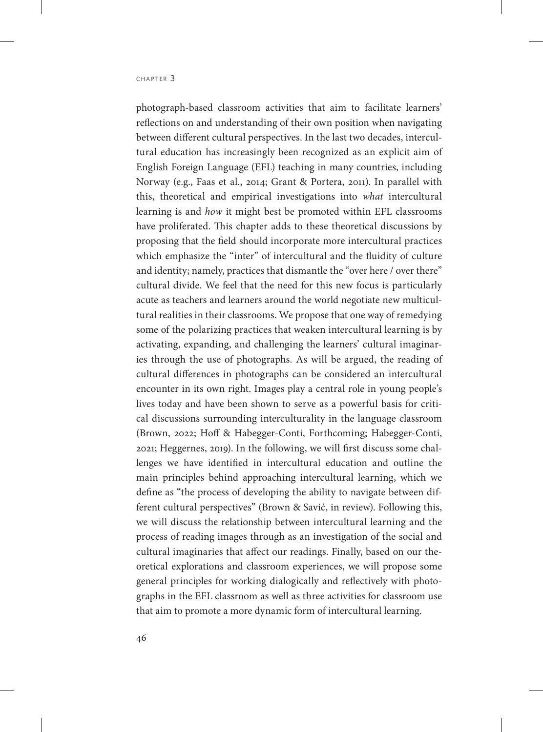photograph-based classroom activities that aim to facilitate learners' reflections on and understanding of their own position when navigating between different cultural perspectives. In the last two decades, intercultural education has increasingly been recognized as an explicit aim of English Foreign Language (EFL) teaching in many countries, including Norway (e.g., Faas et al., 2014; Grant & Portera, 2011). In parallel with this, theoretical and empirical investigations into *what* intercultural learning is and *how* it might best be promoted within EFL classrooms have proliferated. This chapter adds to these theoretical discussions by proposing that the field should incorporate more intercultural practices which emphasize the "inter" of intercultural and the fluidity of culture and identity; namely, practices that dismantle the "over here / over there" cultural divide. We feel that the need for this new focus is particularly acute as teachers and learners around the world negotiate new multicultural realities in their classrooms. We propose that one way of remedying some of the polarizing practices that weaken intercultural learning is by activating, expanding, and challenging the learners' cultural imaginaries through the use of photographs. As will be argued, the reading of cultural differences in photographs can be considered an intercultural encounter in its own right. Images play a central role in young people's lives today and have been shown to serve as a powerful basis for critical discussions surrounding interculturality in the language classroom (Brown, 2022; Hoff & Habegger-Conti, Forthcoming; Habegger-Conti, 2021; Heggernes, 2019). In the following, we will first discuss some challenges we have identified in intercultural education and outline the main principles behind approaching intercultural learning, which we define as "the process of developing the ability to navigate between different cultural perspectives" (Brown & Savić, in review). Following this, we will discuss the relationship between intercultural learning and the process of reading images through as an investigation of the social and cultural imaginaries that affect our readings. Finally, based on our theoretical explorations and classroom experiences, we will propose some general principles for working dialogically and reflectively with photographs in the EFL classroom as well as three activities for classroom use that aim to promote a more dynamic form of intercultural learning.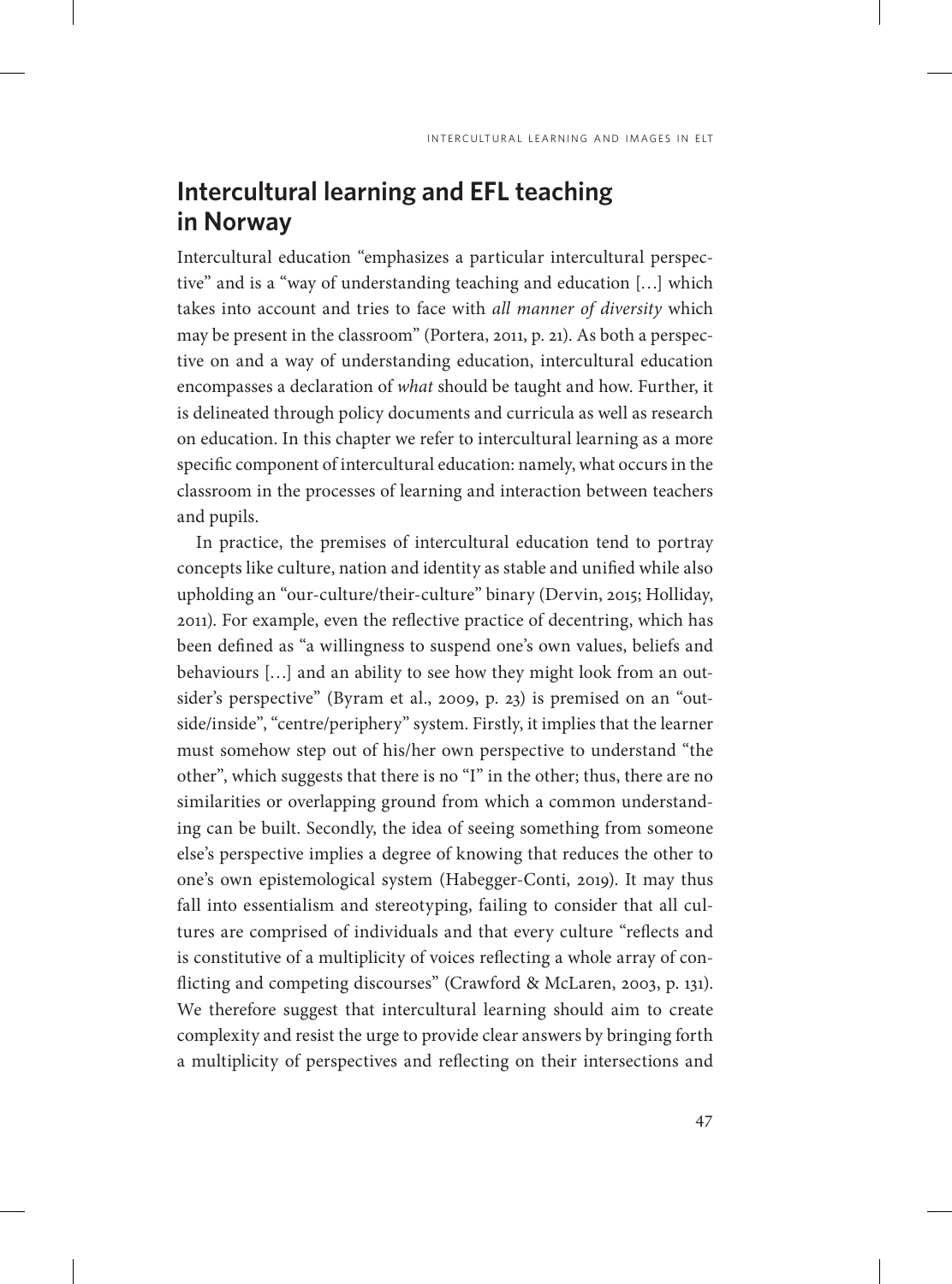## Intercultural learning and EFL teaching in Norway

Intercultural education "emphasizes a particular intercultural perspective" and is a "way of understanding teaching and education […] which takes into account and tries to face with *all manner of diversity* which may be present in the classroom" (Portera, 2011, p. 21). As both a perspective on and a way of understanding education, intercultural education encompasses a declaration of *what* should be taught and how. Further, it is delineated through policy documents and curricula as well as research on education. In this chapter we refer to intercultural learning as a more specific component of intercultural education: namely, what occurs in the classroom in the processes of learning and interaction between teachers and pupils.

In practice, the premises of intercultural education tend to portray concepts like culture, nation and identity as stable and unified while also upholding an "our-culture/their-culture" binary (Dervin, 2015; Holliday, 2011). For example, even the reflective practice of decentring, which has been defined as "a willingness to suspend one's own values, beliefs and behaviours […] and an ability to see how they might look from an outsider's perspective" (Byram et al., 2009, p. 23) is premised on an "outside/inside", "centre/periphery" system. Firstly, it implies that the learner must somehow step out of his/her own perspective to understand "the other", which suggests that there is no "I" in the other; thus, there are no similarities or overlapping ground from which a common understanding can be built. Secondly, the idea of seeing something from someone else's perspective implies a degree of knowing that reduces the other to one's own epistemological system (Habegger-Conti, 2019). It may thus fall into essentialism and stereotyping, failing to consider that all cultures are comprised of individuals and that every culture "reflects and is constitutive of a multiplicity of voices reflecting a whole array of conflicting and competing discourses" (Crawford & McLaren, 2003, p. 131). We therefore suggest that intercultural learning should aim to create complexity and resist the urge to provide clear answers by bringing forth a multiplicity of perspectives and reflecting on their intersections and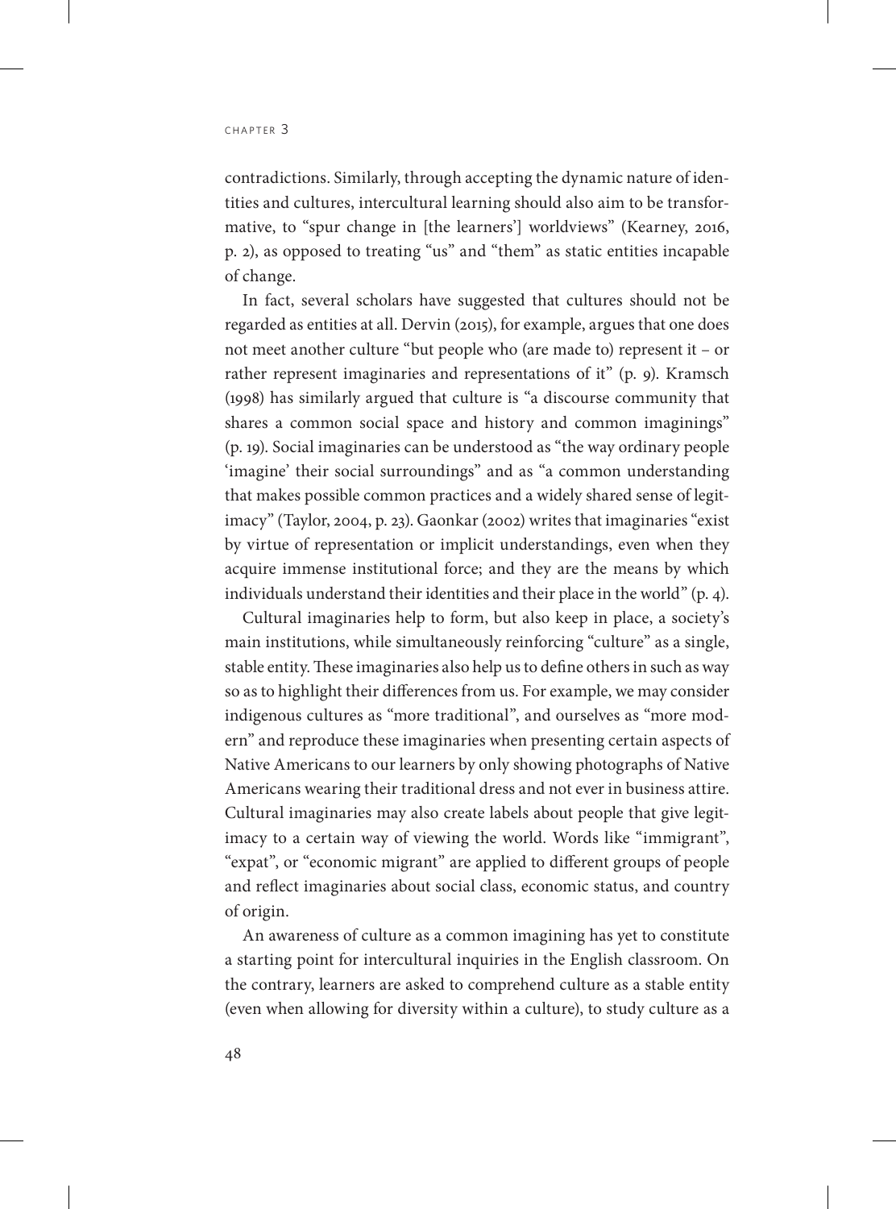contradictions. Similarly, through accepting the dynamic nature of identities and cultures, intercultural learning should also aim to be transformative, to "spur change in [the learners'] worldviews" (Kearney, 2016, p. 2), as opposed to treating "us" and "them" as static entities incapable of change.

In fact, several scholars have suggested that cultures should not be regarded as entities at all. Dervin (2015), for example, argues that one does not meet another culture "but people who (are made to) represent it – or rather represent imaginaries and representations of it" (p. 9). Kramsch (1998) has similarly argued that culture is "a discourse community that shares a common social space and history and common imaginings" (p. 19). Social imaginaries can be understood as "the way ordinary people 'imagine' their social surroundings" and as "a common understanding that makes possible common practices and a widely shared sense of legitimacy" (Taylor, 2004, p. 23). Gaonkar (2002) writes that imaginaries "exist by virtue of representation or implicit understandings, even when they acquire immense institutional force; and they are the means by which individuals understand their identities and their place in the world" (p. 4).

Cultural imaginaries help to form, but also keep in place, a society's main institutions, while simultaneously reinforcing "culture" as a single, stable entity. These imaginaries also help us to define others in such as way so as to highlight their differences from us. For example, we may consider indigenous cultures as "more traditional", and ourselves as "more modern" and reproduce these imaginaries when presenting certain aspects of Native Americans to our learners by only showing photographs of Native Americans wearing their traditional dress and not ever in business attire. Cultural imaginaries may also create labels about people that give legitimacy to a certain way of viewing the world. Words like "immigrant", "expat", or "economic migrant" are applied to different groups of people and reflect imaginaries about social class, economic status, and country of origin.

An awareness of culture as a common imagining has yet to constitute a starting point for intercultural inquiries in the English classroom. On the contrary, learners are asked to comprehend culture as a stable entity (even when allowing for diversity within a culture), to study culture as a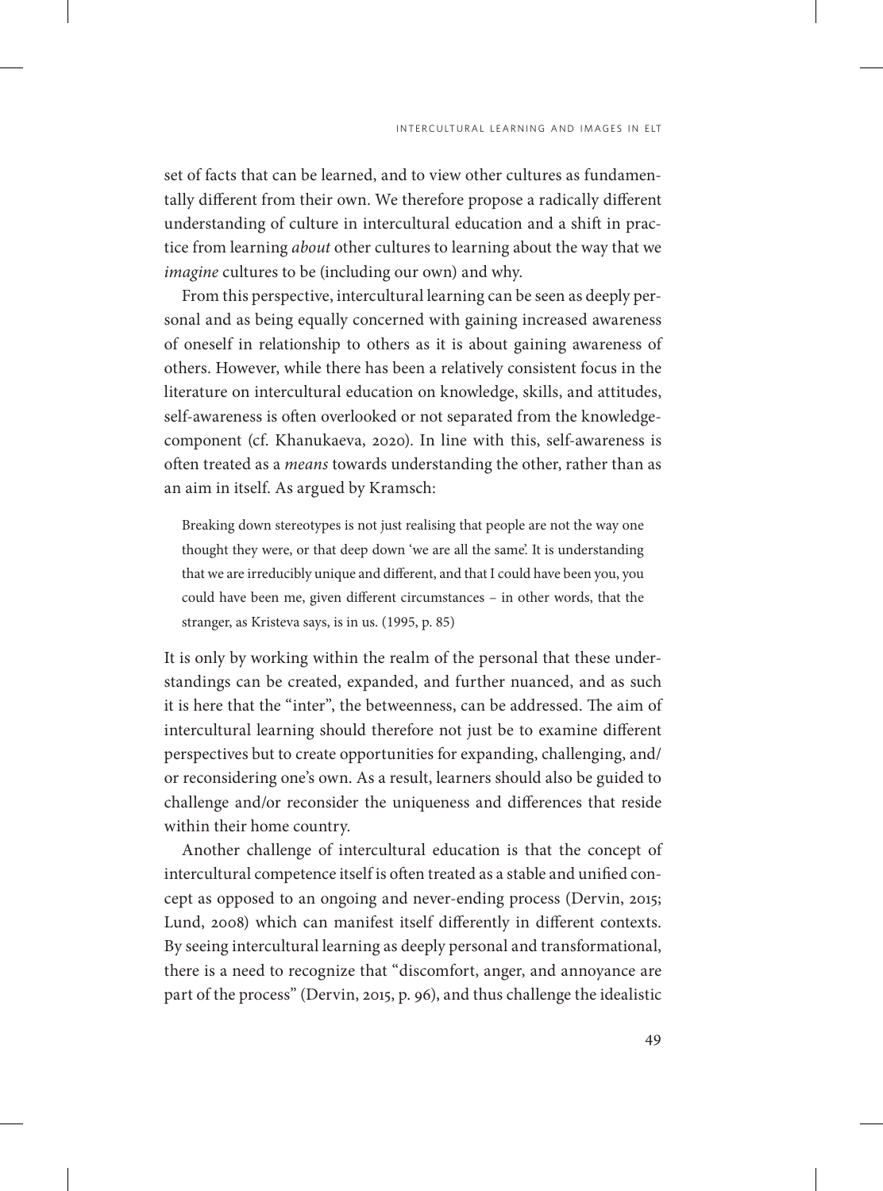set of facts that can be learned, and to view other cultures as fundamentally different from their own. We therefore propose a radically different understanding of culture in intercultural education and a shift in practice from learning *about* other cultures to learning about the way that we *imagine* cultures to be (including our own) and why.

From this perspective, intercultural learning can be seen as deeply personal and as being equally concerned with gaining increased awareness of oneself in relationship to others as it is about gaining awareness of others. However, while there has been a relatively consistent focus in the literature on intercultural education on knowledge, skills, and attitudes, self-awareness is often overlooked or not separated from the knowledge-component (cf. Khanukaeva, 2020). In line with this, self-awareness is often treated as a *means* towards understanding the other, rather than as an aim in itself. As argued by Kramsch:

> Breaking down stereotypes is not just realising that people are not the way one thought they were, or that deep down 'we are all the same'. It is understanding that we are irreducibly unique and different, and that I could have been you, you could have been me, given different circumstances – in other words, that the stranger, as Kristeva says, is in us. (1995, p. 85)

It is only by working within the realm of the personal that these understandings can be created, expanded, and further nuanced, and as such it is here that the "inter", the betweenness, can be addressed. The aim of intercultural learning should therefore not just be to examine different perspectives but to create opportunities for expanding, challenging, and/or reconsidering one's own. As a result, learners should also be guided to challenge and/or reconsider the uniqueness and differences that reside within their home country.

Another challenge of intercultural education is that the concept of intercultural competence itself is often treated as a stable and unified concept as opposed to an ongoing and never-ending process (Dervin, 2015; Lund, 2008) which can manifest itself differently in different contexts. By seeing intercultural learning as deeply personal and transformational, there is a need to recognize that "discomfort, anger, and annoyance are part of the process" (Dervin, 2015, p. 96), and thus challenge the idealistic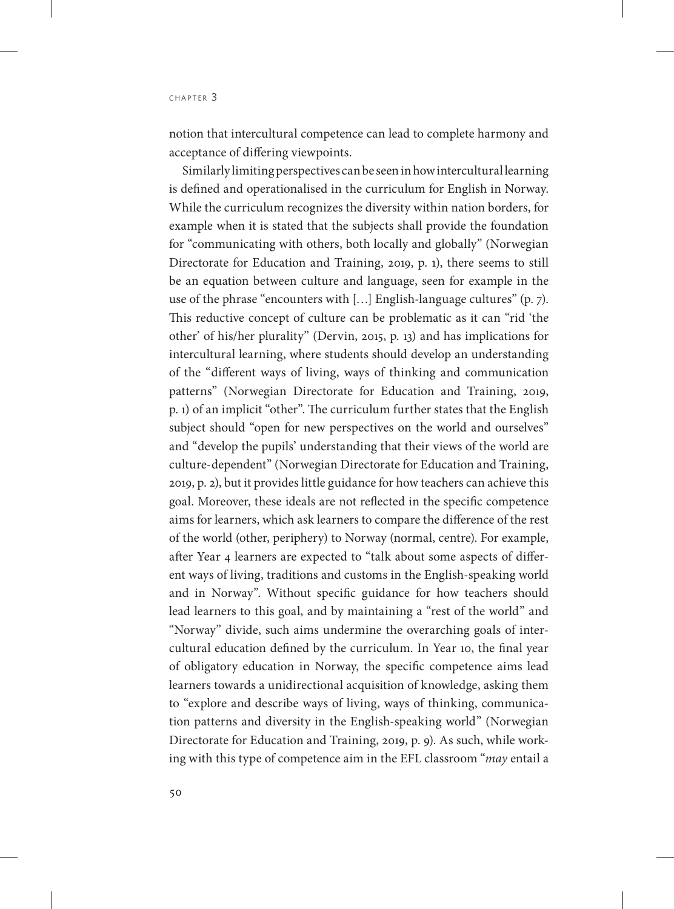notion that intercultural competence can lead to complete harmony and acceptance of differing viewpoints.

Similarly limiting perspectives can be seen in how intercultural learning is defined and operationalised in the curriculum for English in Norway. While the curriculum recognizes the diversity within nation borders, for example when it is stated that the subjects shall provide the foundation for "communicating with others, both locally and globally" (Norwegian Directorate for Education and Training, 2019, p. 1), there seems to still be an equation between culture and language, seen for example in the use of the phrase "encounters with […] English-language cultures" (p. 7). This reductive concept of culture can be problematic as it can "rid 'the other' of his/her plurality" (Dervin, 2015, p. 13) and has implications for intercultural learning, where students should develop an understanding of the "different ways of living, ways of thinking and communication patterns" (Norwegian Directorate for Education and Training, 2019, p. 1) of an implicit "other". The curriculum further states that the English subject should "open for new perspectives on the world and ourselves" and "develop the pupils' understanding that their views of the world are culture-dependent" (Norwegian Directorate for Education and Training, 2019, p. 2), but it provides little guidance for how teachers can achieve this goal. Moreover, these ideals are not reflected in the specific competence aims for learners, which ask learners to compare the difference of the rest of the world (other, periphery) to Norway (normal, centre). For example, after Year 4 learners are expected to "talk about some aspects of different ways of living, traditions and customs in the English-speaking world and in Norway". Without specific guidance for how teachers should lead learners to this goal, and by maintaining a "rest of the world" and "Norway" divide, such aims undermine the overarching goals of intercultural education defined by the curriculum. In Year 10, the final year of obligatory education in Norway, the specific competence aims lead learners towards a unidirectional acquisition of knowledge, asking them to "explore and describe ways of living, ways of thinking, communication patterns and diversity in the English-speaking world" (Norwegian Directorate for Education and Training, 2019, p. 9). As such, while working with this type of competence aim in the EFL classroom "*may* entail a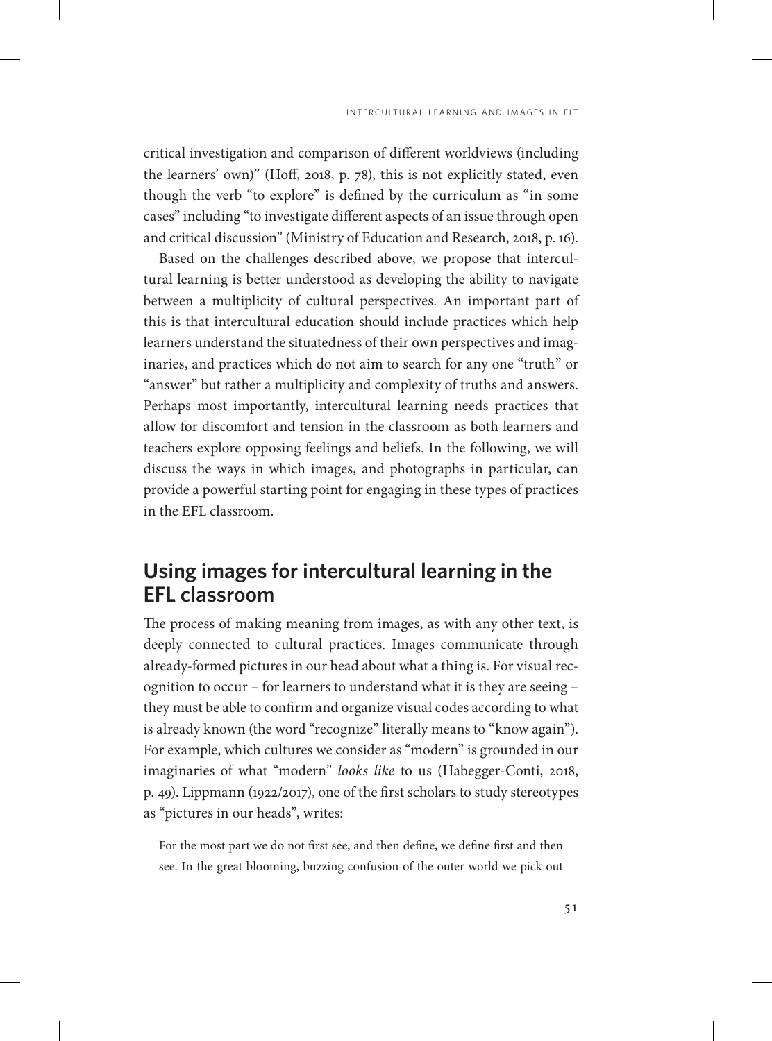critical investigation and comparison of different worldviews (including the learners' own)" (Hoff, 2018, p. 78), this is not explicitly stated, even though the verb "to explore" is defined by the curriculum as "in some cases" including "to investigate different aspects of an issue through open and critical discussion" (Ministry of Education and Research, 2018, p. 16).

Based on the challenges described above, we propose that intercultural learning is better understood as developing the ability to navigate between a multiplicity of cultural perspectives. An important part of this is that intercultural education should include practices which help learners understand the situatedness of their own perspectives and imaginaries, and practices which do not aim to search for any one "truth" or "answer" but rather a multiplicity and complexity of truths and answers. Perhaps most importantly, intercultural learning needs practices that allow for discomfort and tension in the classroom as both learners and teachers explore opposing feelings and beliefs. In the following, we will discuss the ways in which images, and photographs in particular, can provide a powerful starting point for engaging in these types of practices in the EFL classroom.

## Using images for intercultural learning in the EFL classroom

The process of making meaning from images, as with any other text, is deeply connected to cultural practices. Images communicate through already-formed pictures in our head about what a thing is. For visual recognition to occur – for learners to understand what it is they are seeing – they must be able to confirm and organize visual codes according to what is already known (the word "recognize" literally means to "know again"). For example, which cultures we consider as "modern" is grounded in our imaginaries of what "modern" *looks like* to us (Habegger-Conti, 2018, p. 49). Lippmann (1922/2017), one of the first scholars to study stereotypes as "pictures in our heads", writes:

> For the most part we do not first see, and then define, we define first and then see. In the great blooming, buzzing confusion of the outer world we pick out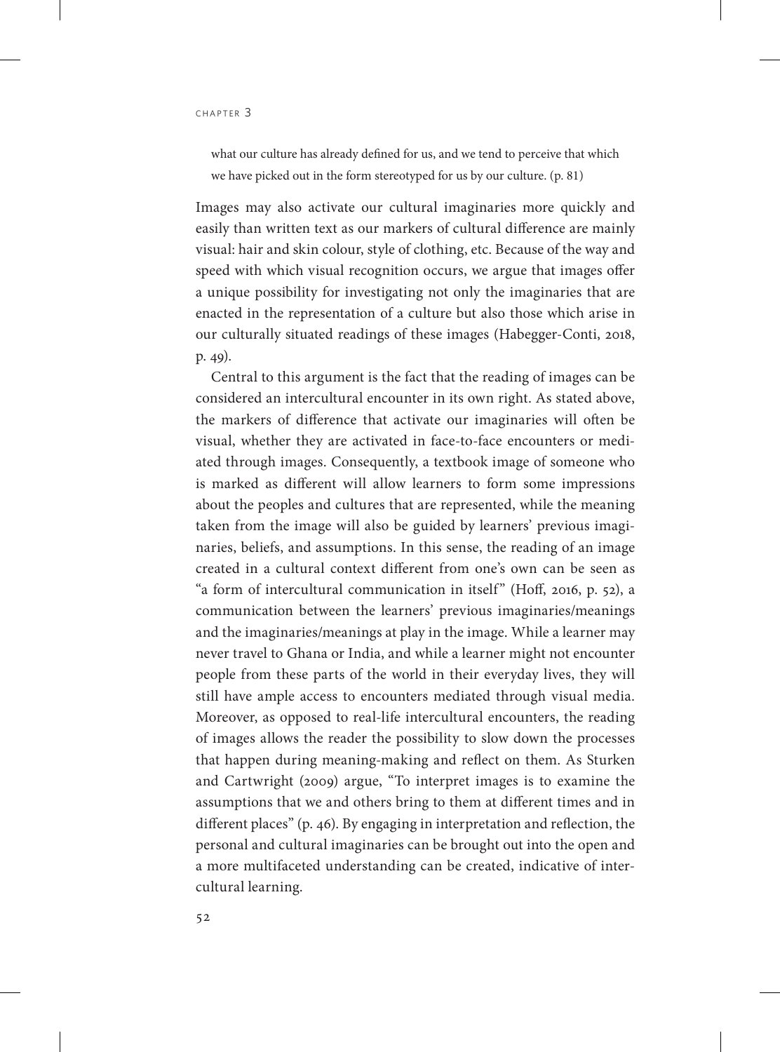> what our culture has already defined for us, and we tend to perceive that which we have picked out in the form stereotyped for us by our culture. (p. 81)

Images may also activate our cultural imaginaries more quickly and easily than written text as our markers of cultural difference are mainly visual: hair and skin colour, style of clothing, etc. Because of the way and speed with which visual recognition occurs, we argue that images offer a unique possibility for investigating not only the imaginaries that are enacted in the representation of a culture but also those which arise in our culturally situated readings of these images (Habegger-Conti, 2018, p. 49).

Central to this argument is the fact that the reading of images can be considered an intercultural encounter in its own right. As stated above, the markers of difference that activate our imaginaries will often be visual, whether they are activated in face-to-face encounters or mediated through images. Consequently, a textbook image of someone who is marked as different will allow learners to form some impressions about the peoples and cultures that are represented, while the meaning taken from the image will also be guided by learners' previous imaginaries, beliefs, and assumptions. In this sense, the reading of an image created in a cultural context different from one's own can be seen as "a form of intercultural communication in itself" (Hoff, 2016, p. 52), a communication between the learners' previous imaginaries/meanings and the imaginaries/meanings at play in the image. While a learner may never travel to Ghana or India, and while a learner might not encounter people from these parts of the world in their everyday lives, they will still have ample access to encounters mediated through visual media. Moreover, as opposed to real-life intercultural encounters, the reading of images allows the reader the possibility to slow down the processes that happen during meaning-making and reflect on them. As Sturken and Cartwright (2009) argue, "To interpret images is to examine the assumptions that we and others bring to them at different times and in different places" (p. 46). By engaging in interpretation and reflection, the personal and cultural imaginaries can be brought out into the open and a more multifaceted understanding can be created, indicative of intercultural learning.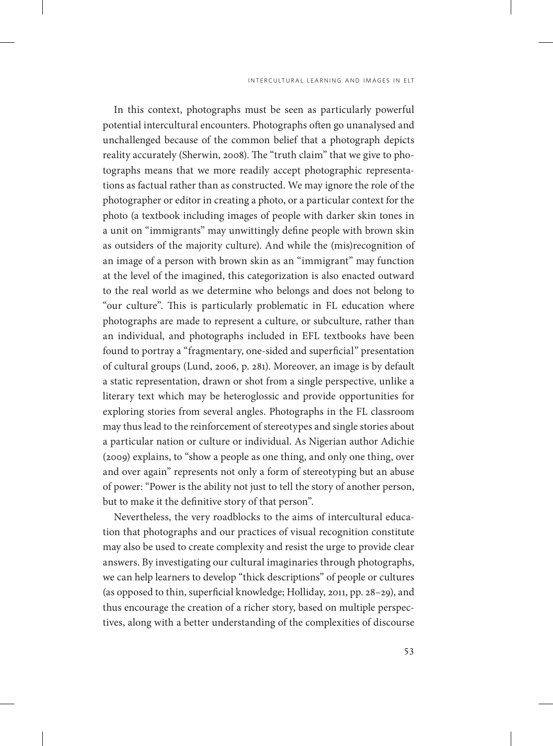In this context, photographs must be seen as particularly powerful potential intercultural encounters. Photographs often go unanalysed and unchallenged because of the common belief that a photograph depicts reality accurately (Sherwin, 2008). The "truth claim" that we give to photographs means that we more readily accept photographic representations as factual rather than as constructed. We may ignore the role of the photographer or editor in creating a photo, or a particular context for the photo (a textbook including images of people with darker skin tones in a unit on "immigrants" may unwittingly define people with brown skin as outsiders of the majority culture). And while the (mis)recognition of an image of a person with brown skin as an "immigrant" may function at the level of the imagined, this categorization is also enacted outward to the real world as we determine who belongs and does not belong to "our culture". This is particularly problematic in FL education where photographs are made to represent a culture, or subculture, rather than an individual, and photographs included in EFL textbooks have been found to portray a "fragmentary, one-sided and superficial" presentation of cultural groups (Lund, 2006, p. 281). Moreover, an image is by default a static representation, drawn or shot from a single perspective, unlike a literary text which may be heteroglossic and provide opportunities for exploring stories from several angles. Photographs in the FL classroom may thus lead to the reinforcement of stereotypes and single stories about a particular nation or culture or individual. As Nigerian author Adichie (2009) explains, to "show a people as one thing, and only one thing, over and over again" represents not only a form of stereotyping but an abuse of power: "Power is the ability not just to tell the story of another person, but to make it the definitive story of that person".

Nevertheless, the very roadblocks to the aims of intercultural education that photographs and our practices of visual recognition constitute may also be used to create complexity and resist the urge to provide clear answers. By investigating our cultural imaginaries through photographs, we can help learners to develop "thick descriptions" of people or cultures (as opposed to thin, superficial knowledge; Holliday, 2011, pp. 28–29), and thus encourage the creation of a richer story, based on multiple perspectives, along with a better understanding of the complexities of discourse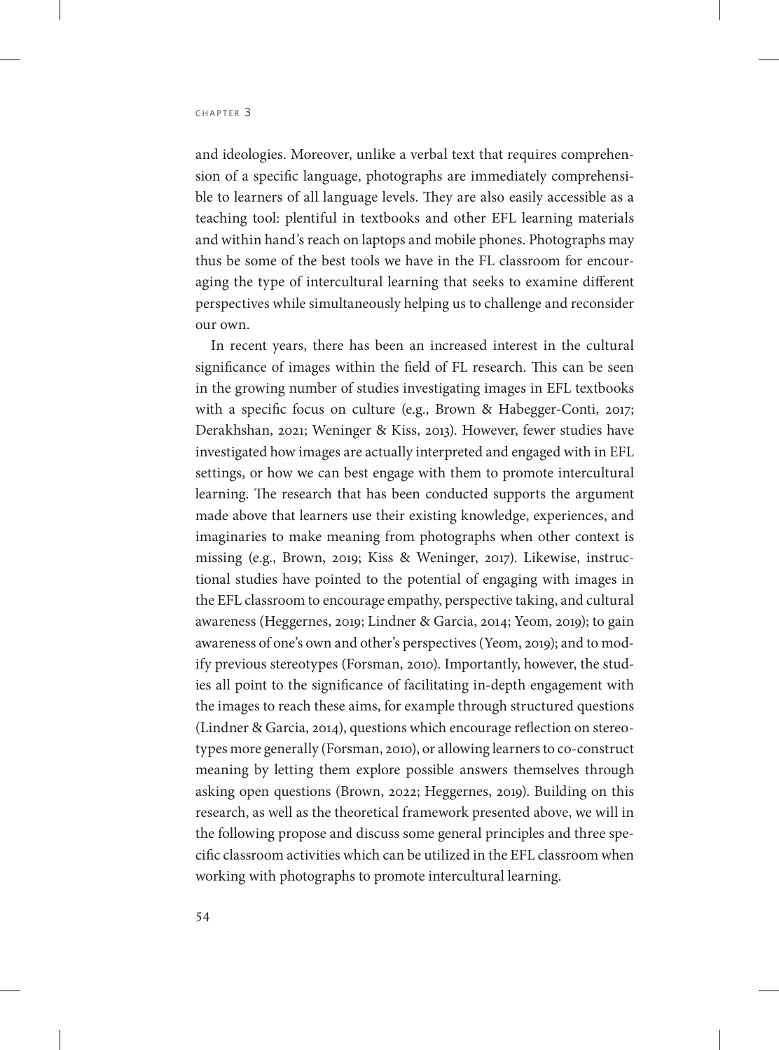and ideologies. Moreover, unlike a verbal text that requires comprehension of a specific language, photographs are immediately comprehensible to learners of all language levels. They are also easily accessible as a teaching tool: plentiful in textbooks and other EFL learning materials and within hand's reach on laptops and mobile phones. Photographs may thus be some of the best tools we have in the FL classroom for encouraging the type of intercultural learning that seeks to examine different perspectives while simultaneously helping us to challenge and reconsider our own.

In recent years, there has been an increased interest in the cultural significance of images within the field of FL research. This can be seen in the growing number of studies investigating images in EFL textbooks with a specific focus on culture (e.g., Brown & Habegger-Conti, 2017; Derakhshan, 2021; Weninger & Kiss, 2013). However, fewer studies have investigated how images are actually interpreted and engaged with in EFL settings, or how we can best engage with them to promote intercultural learning. The research that has been conducted supports the argument made above that learners use their existing knowledge, experiences, and imaginaries to make meaning from photographs when other context is missing (e.g., Brown, 2019; Kiss & Weninger, 2017). Likewise, instructional studies have pointed to the potential of engaging with images in the EFL classroom to encourage empathy, perspective taking, and cultural awareness (Heggernes, 2019; Lindner & Garcia, 2014; Yeom, 2019); to gain awareness of one's own and other's perspectives (Yeom, 2019); and to modify previous stereotypes (Forsman, 2010). Importantly, however, the studies all point to the significance of facilitating in-depth engagement with the images to reach these aims, for example through structured questions (Lindner & Garcia, 2014), questions which encourage reflection on stereotypes more generally (Forsman, 2010), or allowing learners to co-construct meaning by letting them explore possible answers themselves through asking open questions (Brown, 2022; Heggernes, 2019). Building on this research, as well as the theoretical framework presented above, we will in the following propose and discuss some general principles and three specific classroom activities which can be utilized in the EFL classroom when working with photographs to promote intercultural learning.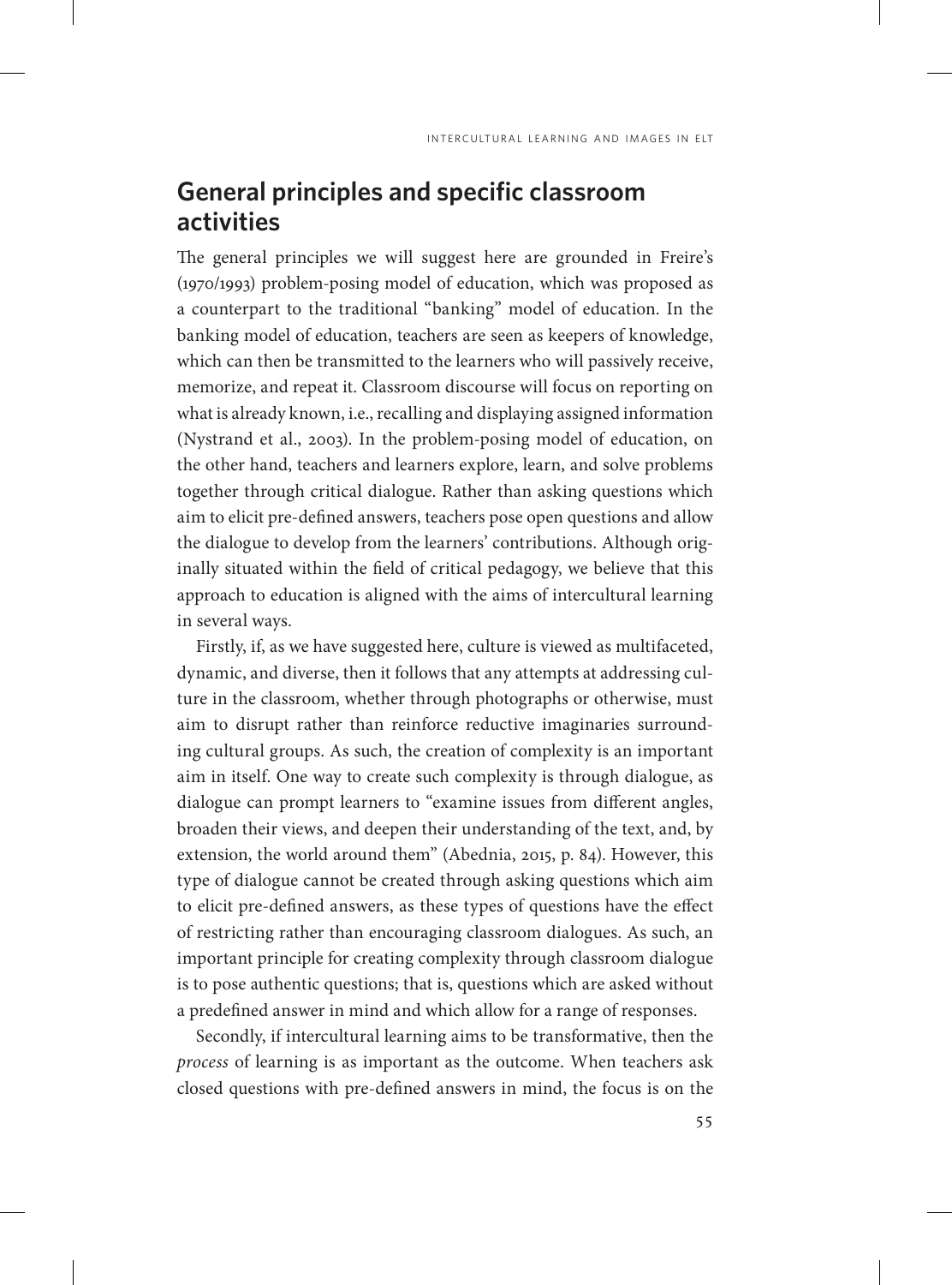## General principles and specific classroom activities

The general principles we will suggest here are grounded in Freire's (1970/1993) problem-posing model of education, which was proposed as a counterpart to the traditional "banking" model of education. In the banking model of education, teachers are seen as keepers of knowledge, which can then be transmitted to the learners who will passively receive, memorize, and repeat it. Classroom discourse will focus on reporting on what is already known, i.e., recalling and displaying assigned information (Nystrand et al., 2003). In the problem-posing model of education, on the other hand, teachers and learners explore, learn, and solve problems together through critical dialogue. Rather than asking questions which aim to elicit pre-defined answers, teachers pose open questions and allow the dialogue to develop from the learners' contributions. Although originally situated within the field of critical pedagogy, we believe that this approach to education is aligned with the aims of intercultural learning in several ways.

Firstly, if, as we have suggested here, culture is viewed as multifaceted, dynamic, and diverse, then it follows that any attempts at addressing culture in the classroom, whether through photographs or otherwise, must aim to disrupt rather than reinforce reductive imaginaries surrounding cultural groups. As such, the creation of complexity is an important aim in itself. One way to create such complexity is through dialogue, as dialogue can prompt learners to "examine issues from different angles, broaden their views, and deepen their understanding of the text, and, by extension, the world around them" (Abednia, 2015, p. 84). However, this type of dialogue cannot be created through asking questions which aim to elicit pre-defined answers, as these types of questions have the effect of restricting rather than encouraging classroom dialogues. As such, an important principle for creating complexity through classroom dialogue is to pose authentic questions; that is, questions which are asked without a predefined answer in mind and which allow for a range of responses.

Secondly, if intercultural learning aims to be transformative, then the *process* of learning is as important as the outcome. When teachers ask closed questions with pre-defined answers in mind, the focus is on the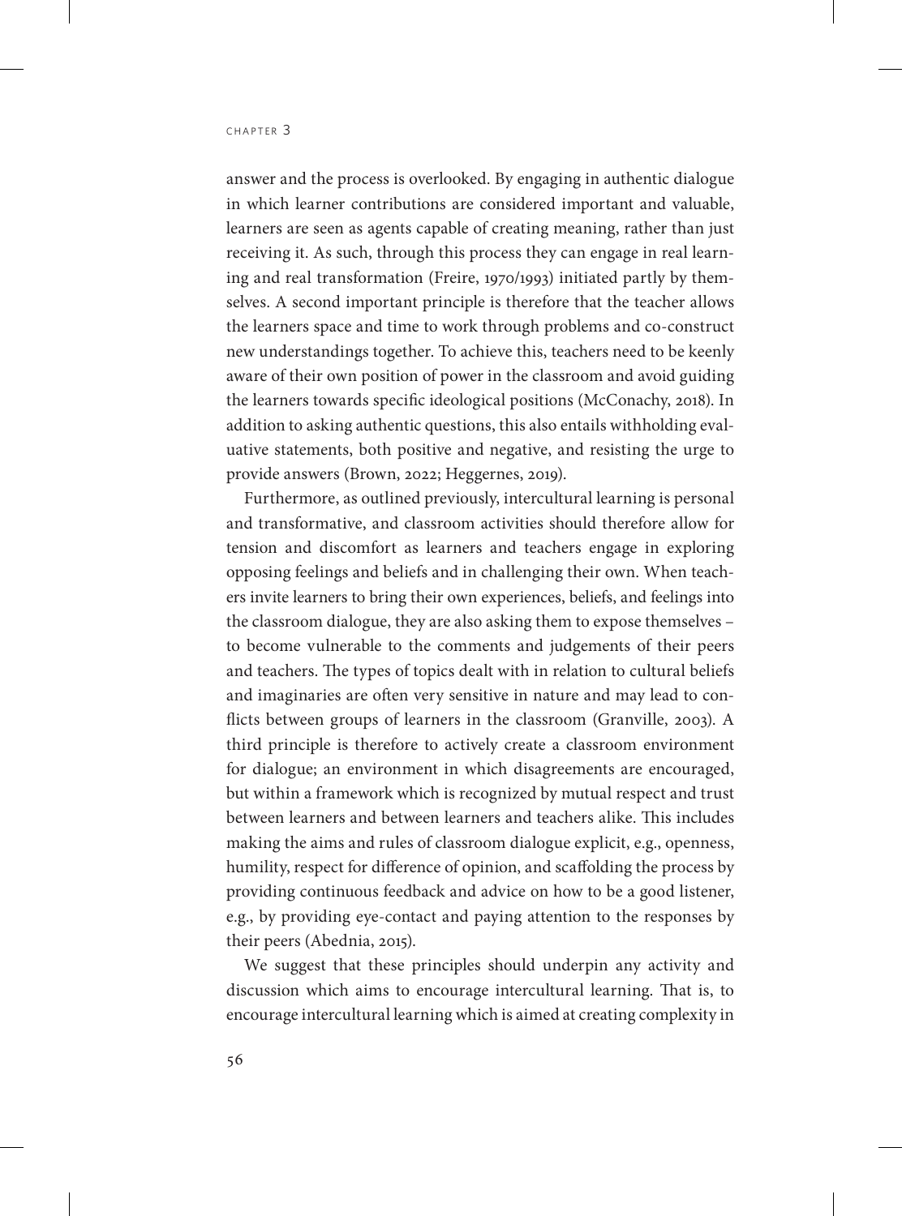answer and the process is overlooked. By engaging in authentic dialogue in which learner contributions are considered important and valuable, learners are seen as agents capable of creating meaning, rather than just receiving it. As such, through this process they can engage in real learning and real transformation (Freire, 1970/1993) initiated partly by themselves. A second important principle is therefore that the teacher allows the learners space and time to work through problems and co-construct new understandings together. To achieve this, teachers need to be keenly aware of their own position of power in the classroom and avoid guiding the learners towards specific ideological positions (McConachy, 2018). In addition to asking authentic questions, this also entails withholding evaluative statements, both positive and negative, and resisting the urge to provide answers (Brown, 2022; Heggernes, 2019).

Furthermore, as outlined previously, intercultural learning is personal and transformative, and classroom activities should therefore allow for tension and discomfort as learners and teachers engage in exploring opposing feelings and beliefs and in challenging their own. When teachers invite learners to bring their own experiences, beliefs, and feelings into the classroom dialogue, they are also asking them to expose themselves – to become vulnerable to the comments and judgements of their peers and teachers. The types of topics dealt with in relation to cultural beliefs and imaginaries are often very sensitive in nature and may lead to conflicts between groups of learners in the classroom (Granville, 2003). A third principle is therefore to actively create a classroom environment for dialogue; an environment in which disagreements are encouraged, but within a framework which is recognized by mutual respect and trust between learners and between learners and teachers alike. This includes making the aims and rules of classroom dialogue explicit, e.g., openness, humility, respect for difference of opinion, and scaffolding the process by providing continuous feedback and advice on how to be a good listener, e.g., by providing eye-contact and paying attention to the responses by their peers (Abednia, 2015).

We suggest that these principles should underpin any activity and discussion which aims to encourage intercultural learning. That is, to encourage intercultural learning which is aimed at creating complexity in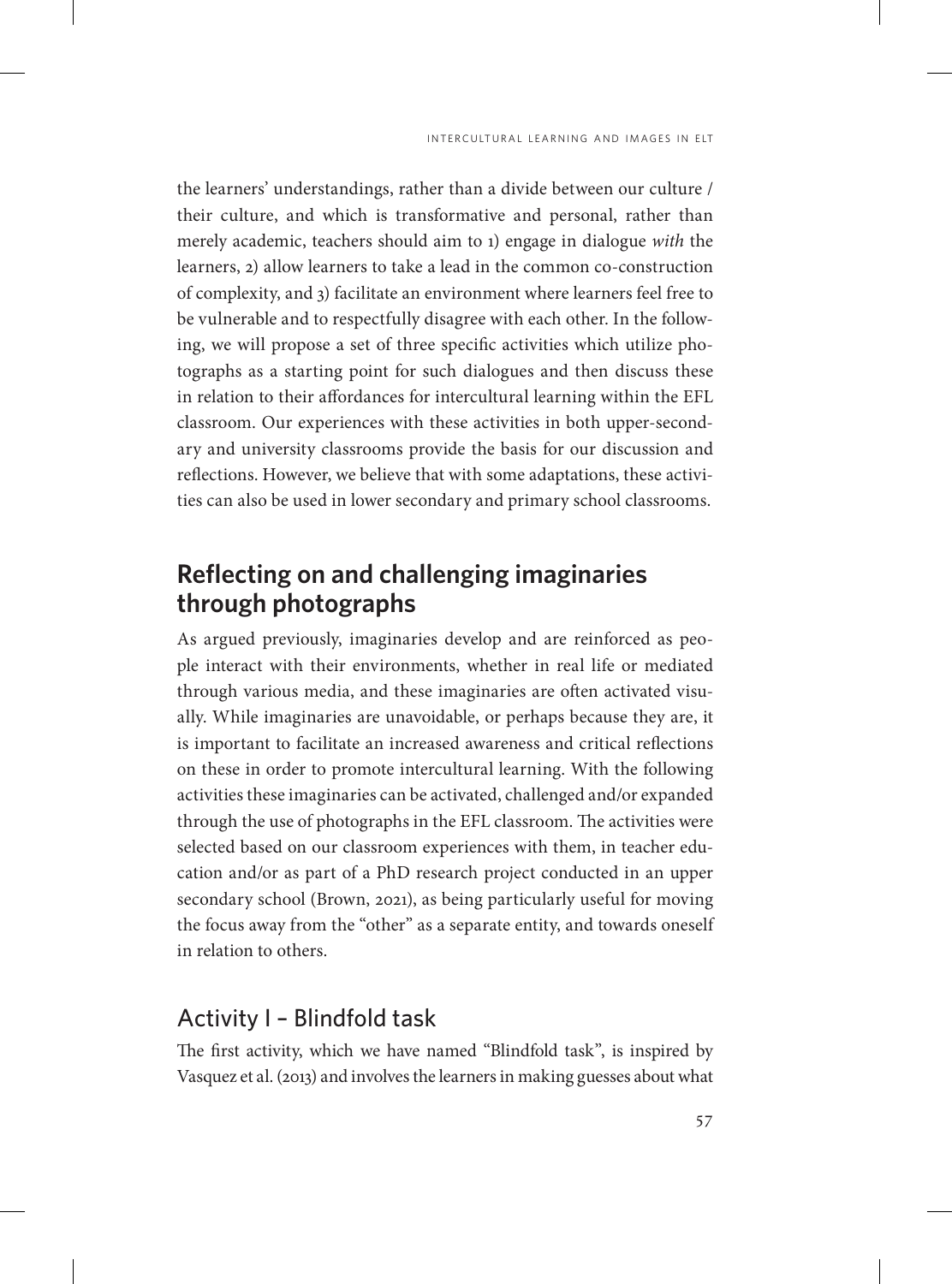the learners' understandings, rather than a divide between our culture / their culture, and which is transformative and personal, rather than merely academic, teachers should aim to 1) engage in dialogue *with* the learners, 2) allow learners to take a lead in the common co-construction of complexity, and 3) facilitate an environment where learners feel free to be vulnerable and to respectfully disagree with each other. In the following, we will propose a set of three specific activities which utilize photographs as a starting point for such dialogues and then discuss these in relation to their affordances for intercultural learning within the EFL classroom. Our experiences with these activities in both upper-secondary and university classrooms provide the basis for our discussion and reflections. However, we believe that with some adaptations, these activities can also be used in lower secondary and primary school classrooms.

## Reflecting on and challenging imaginaries through photographs

As argued previously, imaginaries develop and are reinforced as people interact with their environments, whether in real life or mediated through various media, and these imaginaries are often activated visually. While imaginaries are unavoidable, or perhaps because they are, it is important to facilitate an increased awareness and critical reflections on these in order to promote intercultural learning. With the following activities these imaginaries can be activated, challenged and/or expanded through the use of photographs in the EFL classroom. The activities were selected based on our classroom experiences with them, in teacher education and/or as part of a PhD research project conducted in an upper secondary school (Brown, 2021), as being particularly useful for moving the focus away from the "other" as a separate entity, and towards oneself in relation to others.

### Activity I – Blindfold task

The first activity, which we have named "Blindfold task", is inspired by Vasquez et al. (2013) and involves the learners in making guesses about what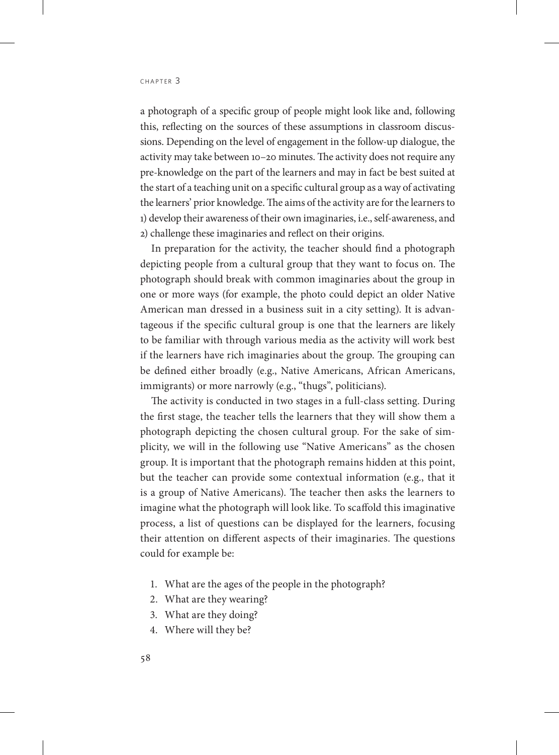a photograph of a specific group of people might look like and, following this, reflecting on the sources of these assumptions in classroom discussions. Depending on the level of engagement in the follow-up dialogue, the activity may take between 10–20 minutes. The activity does not require any pre-knowledge on the part of the learners and may in fact be best suited at the start of a teaching unit on a specific cultural group as a way of activating the learners' prior knowledge. The aims of the activity are for the learners to 1) develop their awareness of their own imaginaries, i.e., self-awareness, and 2) challenge these imaginaries and reflect on their origins.

In preparation for the activity, the teacher should find a photograph depicting people from a cultural group that they want to focus on. The photograph should break with common imaginaries about the group in one or more ways (for example, the photo could depict an older Native American man dressed in a business suit in a city setting). It is advantageous if the specific cultural group is one that the learners are likely to be familiar with through various media as the activity will work best if the learners have rich imaginaries about the group. The grouping can be defined either broadly (e.g., Native Americans, African Americans, immigrants) or more narrowly (e.g., "thugs", politicians).

The activity is conducted in two stages in a full-class setting. During the first stage, the teacher tells the learners that they will show them a photograph depicting the chosen cultural group. For the sake of simplicity, we will in the following use "Native Americans" as the chosen group. It is important that the photograph remains hidden at this point, but the teacher can provide some contextual information (e.g., that it is a group of Native Americans). The teacher then asks the learners to imagine what the photograph will look like. To scaffold this imaginative process, a list of questions can be displayed for the learners, focusing their attention on different aspects of their imaginaries. The questions could for example be:

1. What are the ages of the people in the photograph?
2. What are they wearing?
3. What are they doing?
4. Where will they be?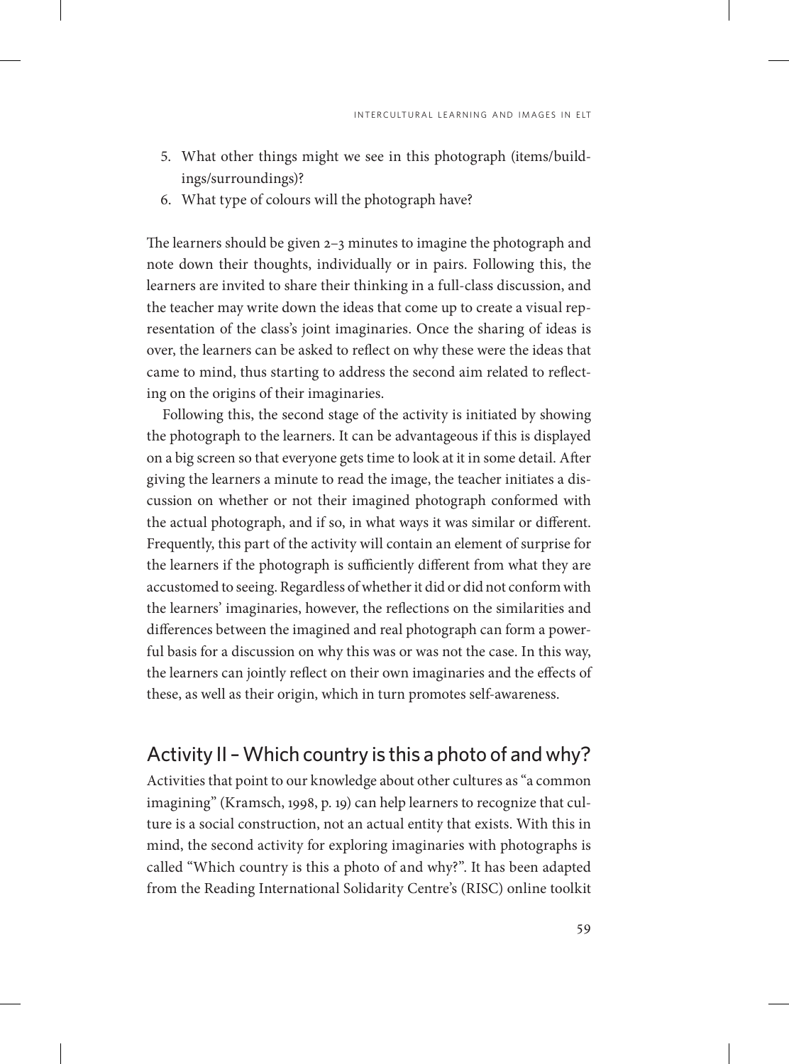5. What other things might we see in this photograph (items/buildings/surroundings)?
6. What type of colours will the photograph have?

The learners should be given 2–3 minutes to imagine the photograph and note down their thoughts, individually or in pairs. Following this, the learners are invited to share their thinking in a full-class discussion, and the teacher may write down the ideas that come up to create a visual representation of the class's joint imaginaries. Once the sharing of ideas is over, the learners can be asked to reflect on why these were the ideas that came to mind, thus starting to address the second aim related to reflecting on the origins of their imaginaries.

Following this, the second stage of the activity is initiated by showing the photograph to the learners. It can be advantageous if this is displayed on a big screen so that everyone gets time to look at it in some detail. After giving the learners a minute to read the image, the teacher initiates a discussion on whether or not their imagined photograph conformed with the actual photograph, and if so, in what ways it was similar or different. Frequently, this part of the activity will contain an element of surprise for the learners if the photograph is sufficiently different from what they are accustomed to seeing. Regardless of whether it did or did not conform with the learners' imaginaries, however, the reflections on the similarities and differences between the imagined and real photograph can form a powerful basis for a discussion on why this was or was not the case. In this way, the learners can jointly reflect on their own imaginaries and the effects of these, as well as their origin, which in turn promotes self-awareness.

## Activity II – Which country is this a photo of and why?

Activities that point to our knowledge about other cultures as "a common imagining" (Kramsch, 1998, p. 19) can help learners to recognize that culture is a social construction, not an actual entity that exists. With this in mind, the second activity for exploring imaginaries with photographs is called "Which country is this a photo of and why?". It has been adapted from the Reading International Solidarity Centre's (RISC) online toolkit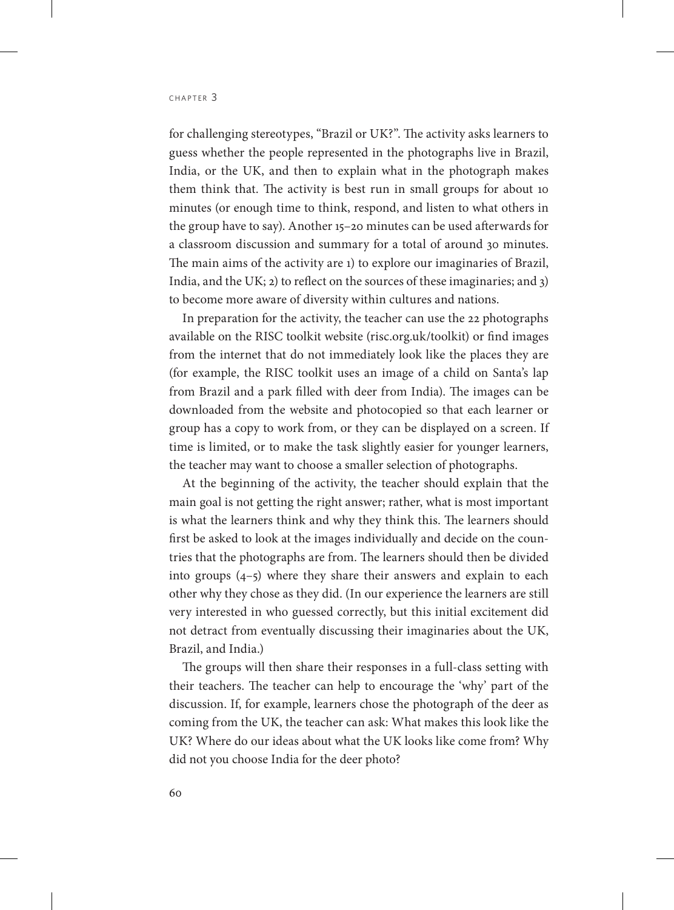for challenging stereotypes, "Brazil or UK?". The activity asks learners to guess whether the people represented in the photographs live in Brazil, India, or the UK, and then to explain what in the photograph makes them think that. The activity is best run in small groups for about 10 minutes (or enough time to think, respond, and listen to what others in the group have to say). Another 15–20 minutes can be used afterwards for a classroom discussion and summary for a total of around 30 minutes. The main aims of the activity are 1) to explore our imaginaries of Brazil, India, and the UK; 2) to reflect on the sources of these imaginaries; and 3) to become more aware of diversity within cultures and nations.

In preparation for the activity, the teacher can use the 22 photographs available on the RISC toolkit website (risc.org.uk/toolkit) or find images from the internet that do not immediately look like the places they are (for example, the RISC toolkit uses an image of a child on Santa's lap from Brazil and a park filled with deer from India). The images can be downloaded from the website and photocopied so that each learner or group has a copy to work from, or they can be displayed on a screen. If time is limited, or to make the task slightly easier for younger learners, the teacher may want to choose a smaller selection of photographs.

At the beginning of the activity, the teacher should explain that the main goal is not getting the right answer; rather, what is most important is what the learners think and why they think this. The learners should first be asked to look at the images individually and decide on the countries that the photographs are from. The learners should then be divided into groups (4–5) where they share their answers and explain to each other why they chose as they did. (In our experience the learners are still very interested in who guessed correctly, but this initial excitement did not detract from eventually discussing their imaginaries about the UK, Brazil, and India.)

The groups will then share their responses in a full-class setting with their teachers. The teacher can help to encourage the 'why' part of the discussion. If, for example, learners chose the photograph of the deer as coming from the UK, the teacher can ask: What makes this look like the UK? Where do our ideas about what the UK looks like come from? Why did not you choose India for the deer photo?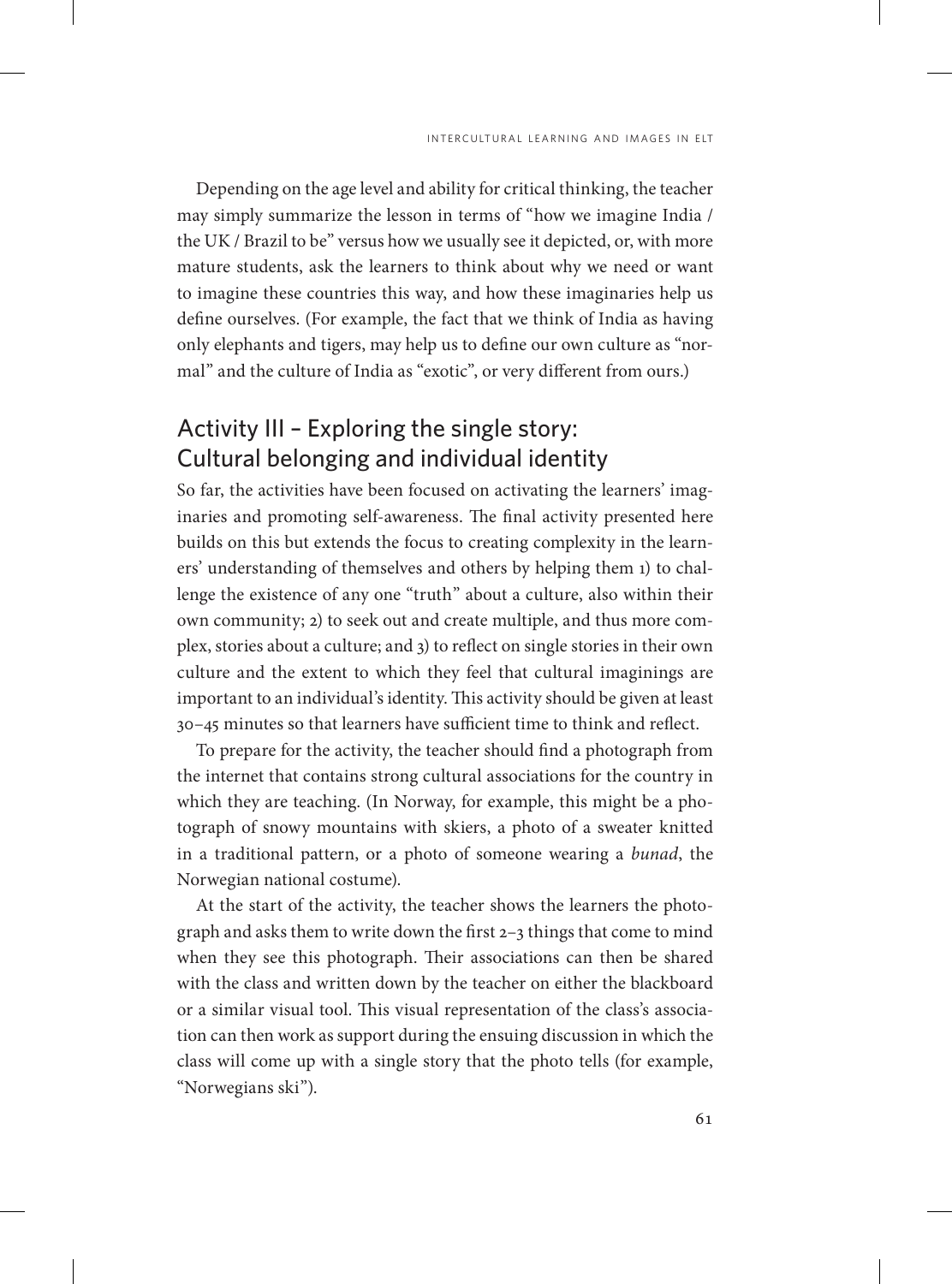Depending on the age level and ability for critical thinking, the teacher may simply summarize the lesson in terms of "how we imagine India / the UK / Brazil to be" versus how we usually see it depicted, or, with more mature students, ask the learners to think about why we need or want to imagine these countries this way, and how these imaginaries help us define ourselves. (For example, the fact that we think of India as having only elephants and tigers, may help us to define our own culture as "normal" and the culture of India as "exotic", or very different from ours.)

## Activity III – Exploring the single story: Cultural belonging and individual identity

So far, the activities have been focused on activating the learners' imaginaries and promoting self-awareness. The final activity presented here builds on this but extends the focus to creating complexity in the learners' understanding of themselves and others by helping them 1) to challenge the existence of any one "truth" about a culture, also within their own community; 2) to seek out and create multiple, and thus more complex, stories about a culture; and 3) to reflect on single stories in their own culture and the extent to which they feel that cultural imaginings are important to an individual's identity. This activity should be given at least 30–45 minutes so that learners have sufficient time to think and reflect.

To prepare for the activity, the teacher should find a photograph from the internet that contains strong cultural associations for the country in which they are teaching. (In Norway, for example, this might be a photograph of snowy mountains with skiers, a photo of a sweater knitted in a traditional pattern, or a photo of someone wearing a *bunad*, the Norwegian national costume).

At the start of the activity, the teacher shows the learners the photograph and asks them to write down the first 2–3 things that come to mind when they see this photograph. Their associations can then be shared with the class and written down by the teacher on either the blackboard or a similar visual tool. This visual representation of the class's association can then work as support during the ensuing discussion in which the class will come up with a single story that the photo tells (for example, "Norwegians ski").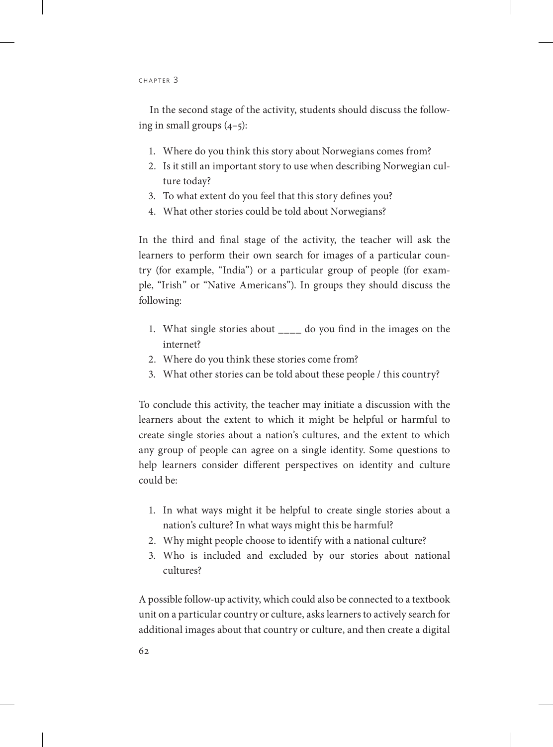In the second stage of the activity, students should discuss the following in small groups (4–5):

1. Where do you think this story about Norwegians comes from?
2. Is it still an important story to use when describing Norwegian culture today?
3. To what extent do you feel that this story defines you?
4. What other stories could be told about Norwegians?

In the third and final stage of the activity, the teacher will ask the learners to perform their own search for images of a particular country (for example, "India") or a particular group of people (for example, "Irish" or "Native Americans"). In groups they should discuss the following:

1. What single stories about ____ do you find in the images on the internet?
2. Where do you think these stories come from?
3. What other stories can be told about these people / this country?

To conclude this activity, the teacher may initiate a discussion with the learners about the extent to which it might be helpful or harmful to create single stories about a nation's cultures, and the extent to which any group of people can agree on a single identity. Some questions to help learners consider different perspectives on identity and culture could be:

1. In what ways might it be helpful to create single stories about a nation's culture? In what ways might this be harmful?
2. Why might people choose to identify with a national culture?
3. Who is included and excluded by our stories about national cultures?

A possible follow-up activity, which could also be connected to a textbook unit on a particular country or culture, asks learners to actively search for additional images about that country or culture, and then create a digital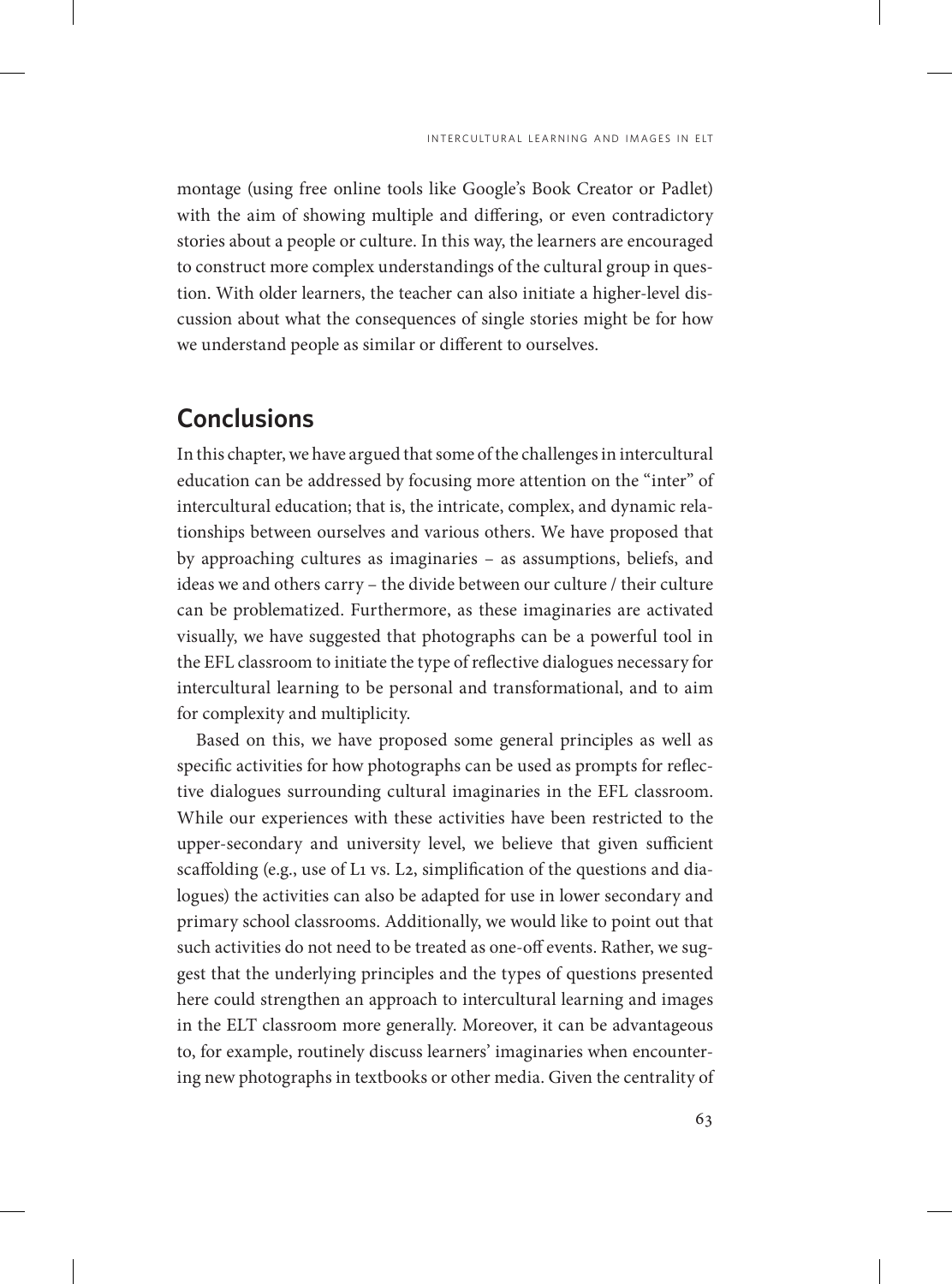montage (using free online tools like Google's Book Creator or Padlet) with the aim of showing multiple and differing, or even contradictory stories about a people or culture. In this way, the learners are encouraged to construct more complex understandings of the cultural group in question. With older learners, the teacher can also initiate a higher-level discussion about what the consequences of single stories might be for how we understand people as similar or different to ourselves.

## Conclusions

In this chapter, we have argued that some of the challenges in intercultural education can be addressed by focusing more attention on the "inter" of intercultural education; that is, the intricate, complex, and dynamic relationships between ourselves and various others. We have proposed that by approaching cultures as imaginaries – as assumptions, beliefs, and ideas we and others carry – the divide between our culture / their culture can be problematized. Furthermore, as these imaginaries are activated visually, we have suggested that photographs can be a powerful tool in the EFL classroom to initiate the type of reflective dialogues necessary for intercultural learning to be personal and transformational, and to aim for complexity and multiplicity.

Based on this, we have proposed some general principles as well as specific activities for how photographs can be used as prompts for reflective dialogues surrounding cultural imaginaries in the EFL classroom. While our experiences with these activities have been restricted to the upper-secondary and university level, we believe that given sufficient scaffolding (e.g., use of L1 vs. L2, simplification of the questions and dialogues) the activities can also be adapted for use in lower secondary and primary school classrooms. Additionally, we would like to point out that such activities do not need to be treated as one-off events. Rather, we suggest that the underlying principles and the types of questions presented here could strengthen an approach to intercultural learning and images in the ELT classroom more generally. Moreover, it can be advantageous to, for example, routinely discuss learners' imaginaries when encountering new photographs in textbooks or other media. Given the centrality of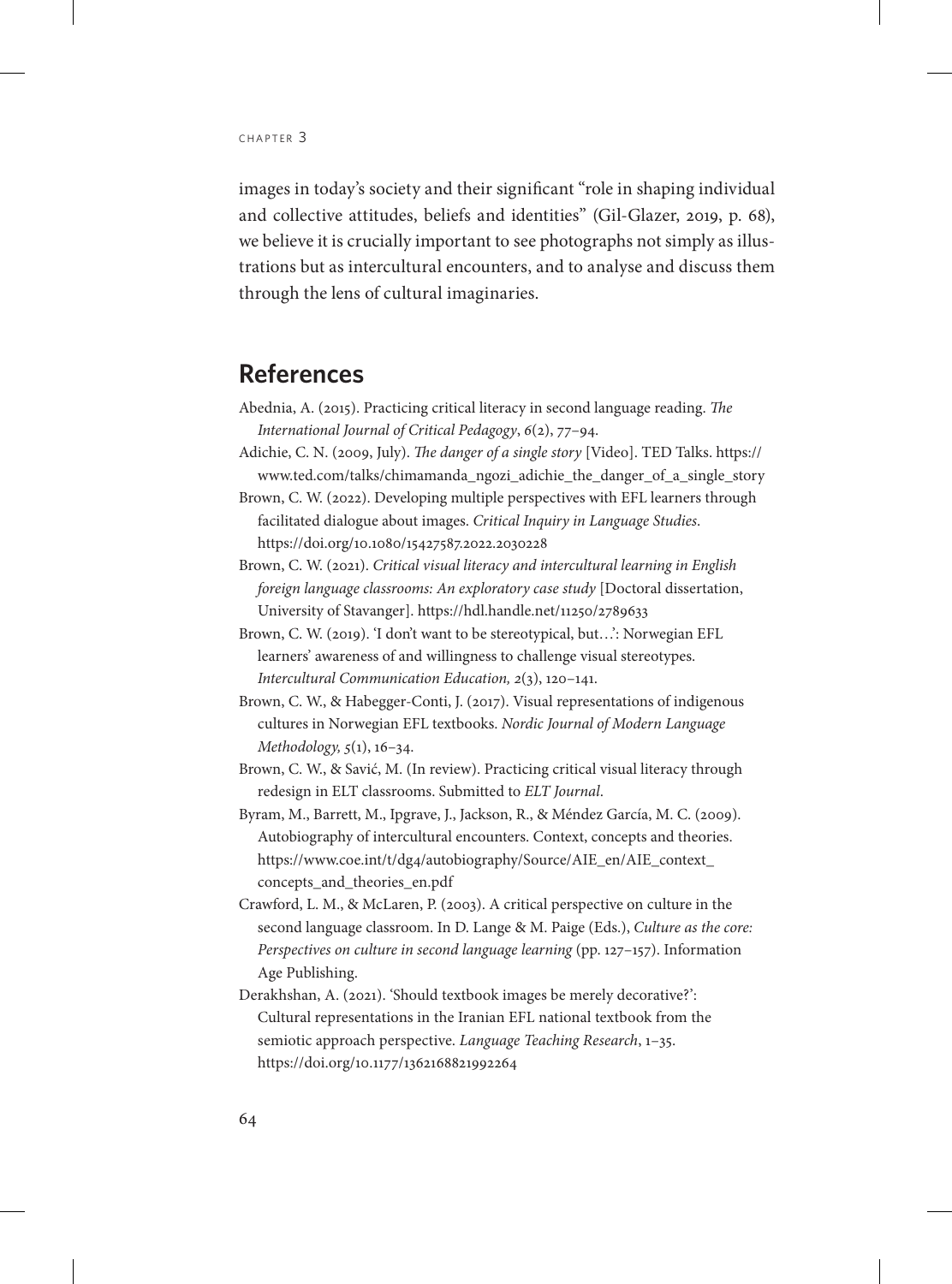images in today's society and their significant "role in shaping individual and collective attitudes, beliefs and identities" (Gil-Glazer, 2019, p. 68), we believe it is crucially important to see photographs not simply as illustrations but as intercultural encounters, and to analyse and discuss them through the lens of cultural imaginaries.

## References

Abednia, A. (2015). Practicing critical literacy in second language reading. *The International Journal of Critical Pedagogy*, *6*(2), 77–94.

Adichie, C. N. (2009, July). *The danger of a single story* [Video]. TED Talks. https://www.ted.com/talks/chimamanda_ngozi_adichie_the_danger_of_a_single_story

Brown, C. W. (2022). Developing multiple perspectives with EFL learners through facilitated dialogue about images. *Critical Inquiry in Language Studies*. https://doi.org/10.1080/15427587.2022.2030228

Brown, C. W. (2021). *Critical visual literacy and intercultural learning in English foreign language classrooms: An exploratory case study* [Doctoral dissertation, University of Stavanger]. https://hdl.handle.net/11250/2789633

Brown, C. W. (2019). 'I don't want to be stereotypical, but…': Norwegian EFL learners' awareness of and willingness to challenge visual stereotypes. *Intercultural Communication Education, 2*(3), 120–141.

Brown, C. W., & Habegger-Conti, J. (2017). Visual representations of indigenous cultures in Norwegian EFL textbooks. *Nordic Journal of Modern Language Methodology, 5*(1), 16–34.

Brown, C. W., & Savić, M. (In review). Practicing critical visual literacy through redesign in ELT classrooms. Submitted to *ELT Journal*.

Byram, M., Barrett, M., Ipgrave, J., Jackson, R., & Méndez García, M. C. (2009). Autobiography of intercultural encounters. Context, concepts and theories. https://www.coe.int/t/dg4/autobiography/Source/AIE_en/AIE_context_concepts_and_theories_en.pdf

Crawford, L. M., & McLaren, P. (2003). A critical perspective on culture in the second language classroom. In D. Lange & M. Paige (Eds.), *Culture as the core: Perspectives on culture in second language learning* (pp. 127–157). Information Age Publishing.

Derakhshan, A. (2021). 'Should textbook images be merely decorative?': Cultural representations in the Iranian EFL national textbook from the semiotic approach perspective. *Language Teaching Research*, 1–35. https://doi.org/10.1177/1362168821992264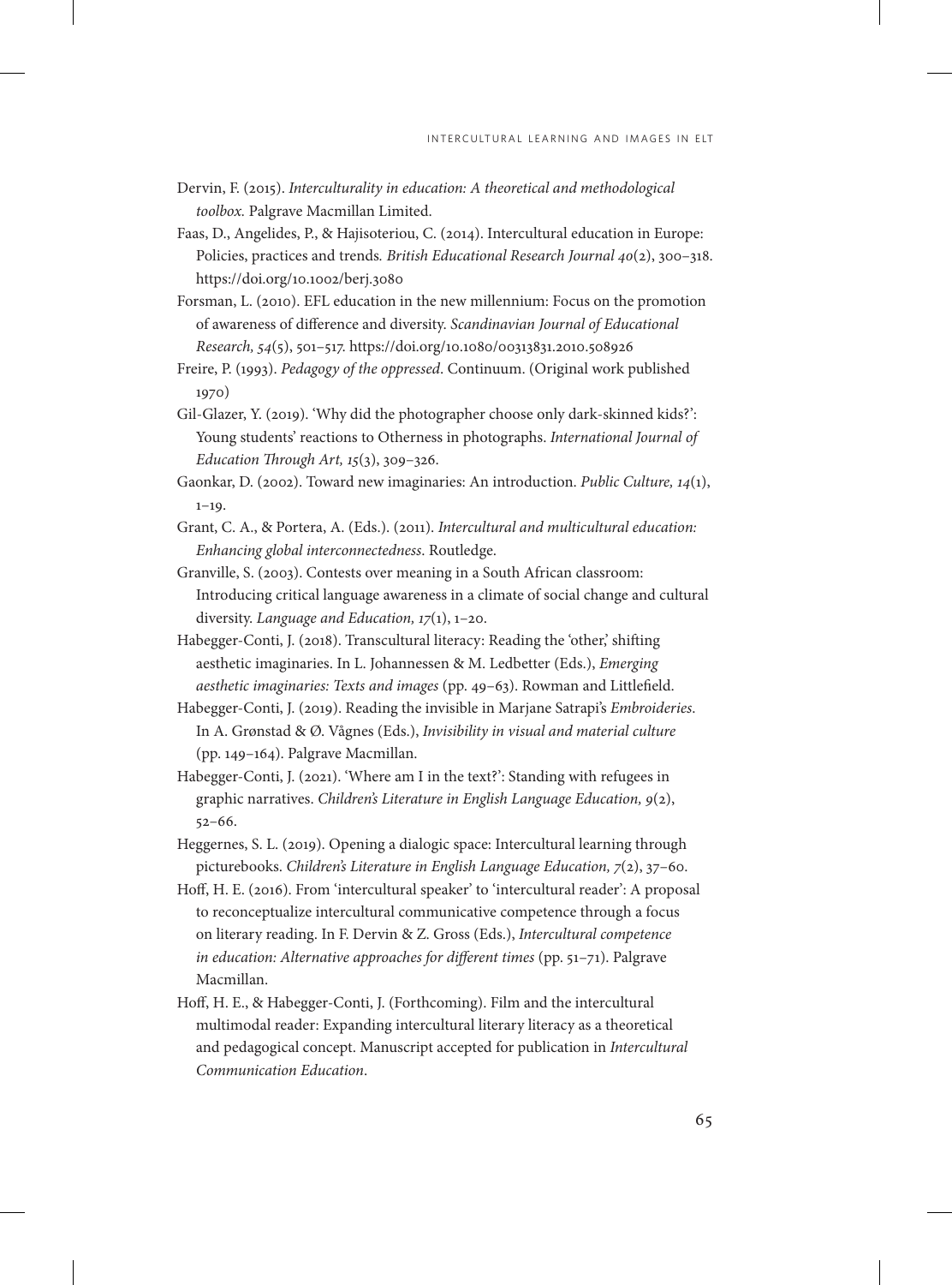Dervin, F. (2015). *Interculturality in education: A theoretical and methodological toolbox.* Palgrave Macmillan Limited.

Faas, D., Angelides, P., & Hajisoteriou, C. (2014). Intercultural education in Europe: Policies, practices and trends. *British Educational Research Journal 40*(2), 300–318. https://doi.org/10.1002/berj.3080

Forsman, L. (2010). EFL education in the new millennium: Focus on the promotion of awareness of difference and diversity. *Scandinavian Journal of Educational Research, 54*(5), 501–517. https://doi.org/10.1080/00313831.2010.508926

Freire, P. (1993). *Pedagogy of the oppressed*. Continuum. (Original work published 1970)

Gil-Glazer, Y. (2019). 'Why did the photographer choose only dark-skinned kids?': Young students' reactions to Otherness in photographs. *International Journal of Education Through Art, 15*(3), 309–326.

Gaonkar, D. (2002). Toward new imaginaries: An introduction. *Public Culture, 14*(1), 1–19.

Grant, C. A., & Portera, A. (Eds.). (2011). *Intercultural and multicultural education: Enhancing global interconnectedness*. Routledge.

Granville, S. (2003). Contests over meaning in a South African classroom: Introducing critical language awareness in a climate of social change and cultural diversity. *Language and Education, 17*(1), 1–20.

Habegger-Conti, J. (2018). Transcultural literacy: Reading the 'other,' shifting aesthetic imaginaries. In L. Johannessen & M. Ledbetter (Eds.), *Emerging aesthetic imaginaries: Texts and images* (pp. 49–63). Rowman and Littlefield.

Habegger-Conti, J. (2019). Reading the invisible in Marjane Satrapi's *Embroideries*. In A. Grønstad & Ø. Vågnes (Eds.), *Invisibility in visual and material culture* (pp. 149–164). Palgrave Macmillan.

Habegger-Conti, J. (2021). 'Where am I in the text?': Standing with refugees in graphic narratives. *Children's Literature in English Language Education, 9*(2), 52–66.

Heggernes, S. L. (2019). Opening a dialogic space: Intercultural learning through picturebooks. *Children's Literature in English Language Education, 7*(2), 37–60.

Hoff, H. E. (2016). From 'intercultural speaker' to 'intercultural reader': A proposal to reconceptualize intercultural communicative competence through a focus on literary reading. In F. Dervin & Z. Gross (Eds.), *Intercultural competence in education: Alternative approaches for different times* (pp. 51–71). Palgrave Macmillan.

Hoff, H. E., & Habegger-Conti, J. (Forthcoming). Film and the intercultural multimodal reader: Expanding intercultural literary literacy as a theoretical and pedagogical concept. Manuscript accepted for publication in *Intercultural Communication Education*.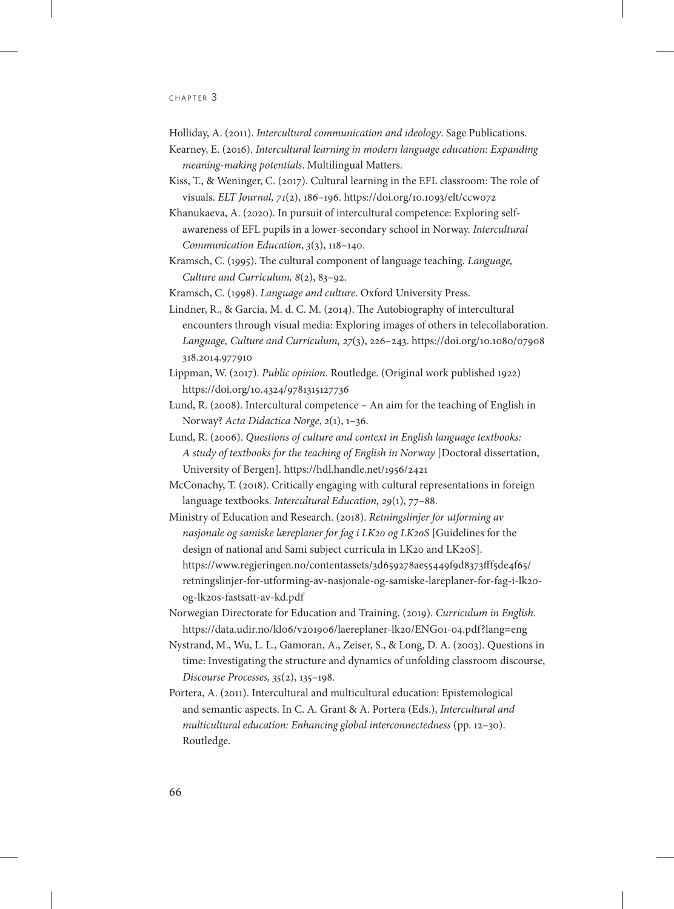Holliday, A. (2011). *Intercultural communication and ideology*. Sage Publications.

Kearney, E. (2016). *Intercultural learning in modern language education: Expanding meaning-making potentials*. Multilingual Matters.

Kiss, T., & Weninger, C. (2017). Cultural learning in the EFL classroom: The role of visuals. *ELT Journal, 71*(2), 186–196. https://doi.org/10.1093/elt/ccw072

Khanukaeva, A. (2020). In pursuit of intercultural competence: Exploring self-awareness of EFL pupils in a lower-secondary school in Norway. *Intercultural Communication Education*, *3*(3), 118–140.

Kramsch, C. (1995). The cultural component of language teaching. *Language, Culture and Curriculum, 8*(2), 83–92.

Kramsch, C. (1998). *Language and culture*. Oxford University Press.

Lindner, R., & Garcia, M. d. C. M. (2014). The Autobiography of intercultural encounters through visual media: Exploring images of others in telecollaboration. *Language, Culture and Curriculum, 27*(3), 226–243. https://doi.org/10.1080/07908318.2014.977910

Lippman, W. (2017). *Public opinion*. Routledge. (Original work published 1922) https://doi.org/10.4324/9781315127736

Lund, R. (2008). Intercultural competence – An aim for the teaching of English in Norway? *Acta Didactica Norge*, *2*(1), 1–36.

Lund, R. (2006). *Questions of culture and context in English language textbooks: A study of textbooks for the teaching of English in Norway* [Doctoral dissertation, University of Bergen]. https://hdl.handle.net/1956/2421

McConachy, T. (2018). Critically engaging with cultural representations in foreign language textbooks. *Intercultural Education, 29*(1), 77–88.

Ministry of Education and Research. (2018). *Retningslinjer for utforming av nasjonale og samiske læreplaner for fag i LK20 og LK20S* [Guidelines for the design of national and Sami subject curricula in LK20 and LK20S]. https://www.regjeringen.no/contentassets/3d659278ae55449f9d8373fff5de4f65/retningslinjer-for-utforming-av-nasjonale-og-samiske-lareplaner-for-fag-i-lk20-og-lk20s-fastsatt-av-kd.pdf

Norwegian Directorate for Education and Training. (2019). *Curriculum in English*. https://data.udir.no/kl06/v201906/laereplaner-lk20/ENG01-04.pdf?lang=eng

Nystrand, M., Wu, L. L., Gamoran, A., Zeiser, S., & Long, D. A. (2003). Questions in time: Investigating the structure and dynamics of unfolding classroom discourse, *Discourse Processes, 35*(2), 135–198.

Portera, A. (2011). Intercultural and multicultural education: Epistemological and semantic aspects. In C. A. Grant & A. Portera (Eds.), *Intercultural and multicultural education: Enhancing global interconnectedness* (pp. 12–30). Routledge.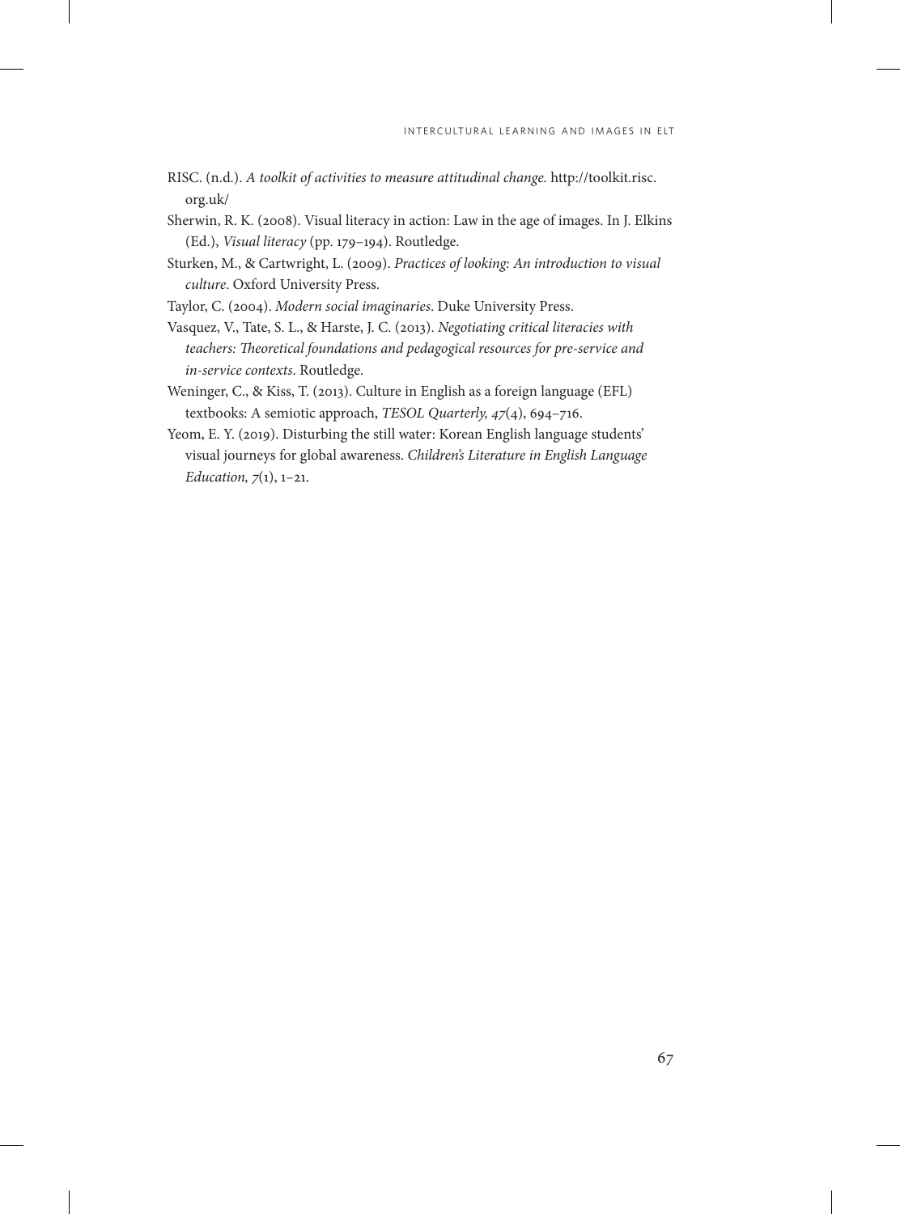RISC. (n.d.). *A toolkit of activities to measure attitudinal change.* http://toolkit.risc.org.uk/

Sherwin, R. K. (2008). Visual literacy in action: Law in the age of images. In J. Elkins (Ed.), *Visual literacy* (pp. 179–194). Routledge.

Sturken, M., & Cartwright, L. (2009). *Practices of looking: An introduction to visual culture*. Oxford University Press.

Taylor, C. (2004). *Modern social imaginaries*. Duke University Press.

Vasquez, V., Tate, S. L., & Harste, J. C. (2013). *Negotiating critical literacies with teachers: Theoretical foundations and pedagogical resources for pre-service and in-service contexts*. Routledge.

Weninger, C., & Kiss, T. (2013). Culture in English as a foreign language (EFL) textbooks: A semiotic approach, *TESOL Quarterly, 47*(4), 694–716.

Yeom, E. Y. (2019). Disturbing the still water: Korean English language students' visual journeys for global awareness. *Children's Literature in English Language Education, 7*(1), 1–21.